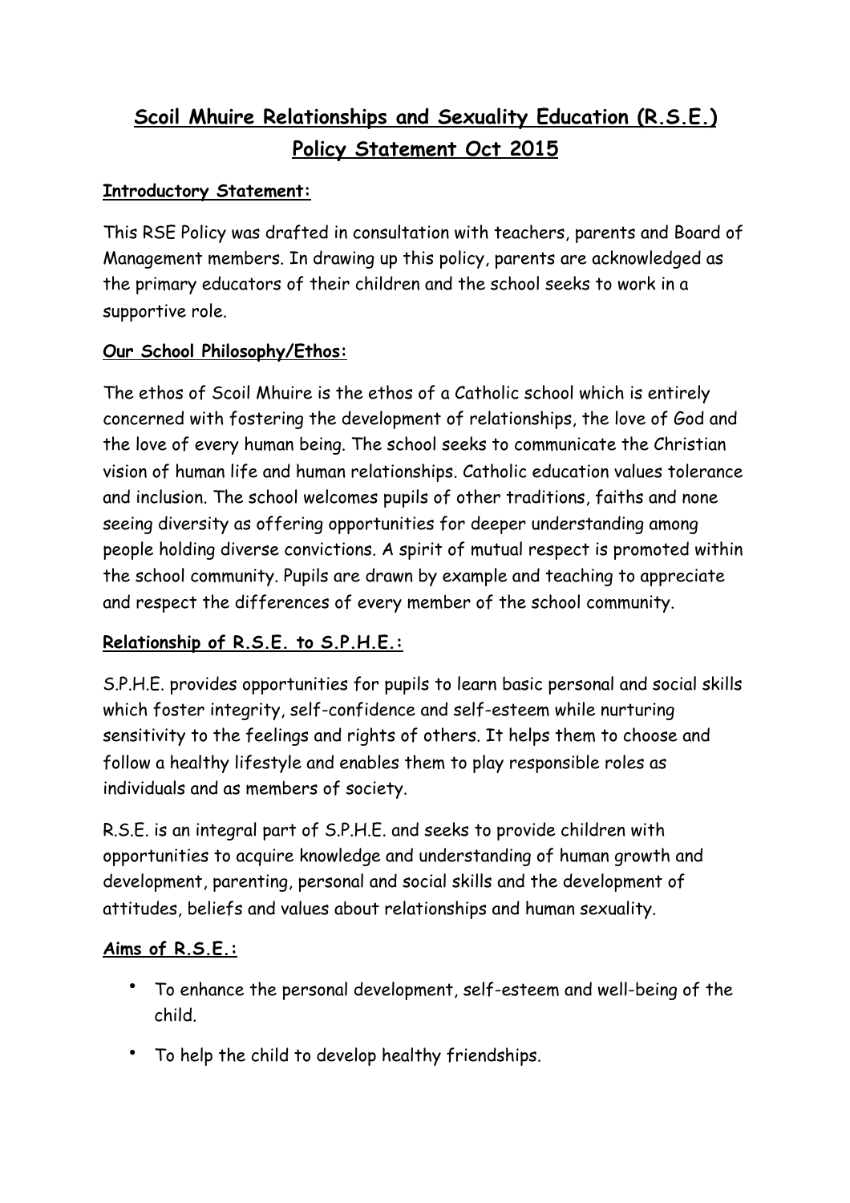# Scoil Mhuire Relationships and Sexuality Education (R.S.E.) Policy Statement Oct 2015

**Introductory Statement:**

This RSE Policy was drafted in consultation with teachers, parents and Board of Management members. In drawing up this policy, parents are acknowledged as the primary educators of their children and the school seeks to work in a supportive role.

**Our School Philosophy/Ethos:**

The ethos of Scoil Mhuire is the ethos of a Catholic school which is entirely concerned with fostering the development of relationships, the love of God and the love of every human being. The school seeks to communicate the Christian vision of human life and human relationships. Catholic education values tolerance and inclusion. The school welcomes pupils of other traditions, faiths and none seeing diversity as offering opportunities for deeper understanding among people holding diverse convictions. A spirit of mutual respect is promoted within the school community. Pupils are drawn by example and teaching to appreciate and respect the differences of every member of the school community.

**Relationship of R.S.E. to S.P.H.E.:**

S.P.H.E. provides opportunities for pupils to learn basic personal and social skills which foster integrity, self-confidence and self-esteem while nurturing sensitivity to the feelings and rights of others. It helps them to choose and follow a healthy lifestyle and enables them to play responsible roles as individuals and as members of society.

R.S.E. is an integral part of S.P.H.E. and seeks to provide children with opportunities to acquire knowledge and understanding of human growth and development, parenting, personal and social skills and the development of attitudes, beliefs and values about relationships and human sexuality.

**Aims of R.S.E.:**

- To enhance the personal development, self-esteem and well-being of the child.
- To help the child to develop healthy friendships.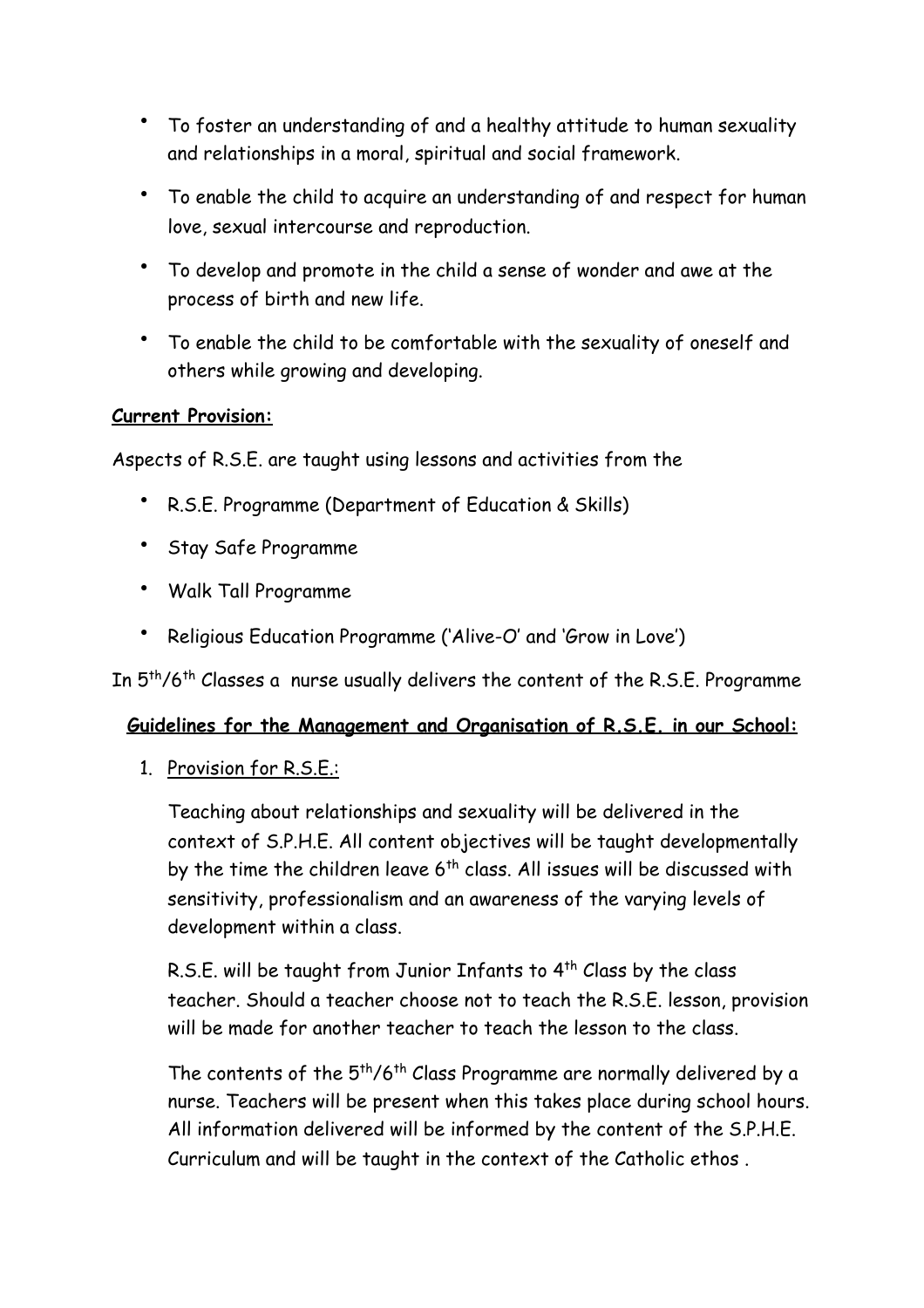- To foster an understanding of and a healthy attitude to human sexuality and relationships in a moral, spiritual and social framework.
- To enable the child to acquire an understanding of and respect for human love, sexual intercourse and reproduction.
- To develop and promote in the child a sense of wonder and awe at the process of birth and new life.
- To enable the child to be comfortable with the sexuality of oneself and others while growing and developing.

**Current Provision:**

Aspects of R.S.E. are taught using lessons and activities from the

- R.S.E. Programme (Department of Education & Skills)
- Stay Safe Programme
- Walk Tall Programme
- Religious Education Programme ('Alive-O' and 'Grow in Love')

In 5th/6th Classes a nurse usually delivers the content of the R.S.E. Programme

**Guidelines for the Management and Organisation of R.S.E. in our School:**

1. Provision for R.S.E.:

   Teaching about relationships and sexuality will be delivered in the context of S.P.H.E. All content objectives will be taught developmentally by the time the children leave 6th class. All issues will be discussed with sensitivity, professionalism and an awareness of the varying levels of development within a class.

   R.S.E. will be taught from Junior Infants to 4th Class by the class teacher. Should a teacher choose not to teach the R.S.E. lesson, provision will be made for another teacher to teach the lesson to the class.

   The contents of the 5th/6th Class Programme are normally delivered by a nurse. Teachers will be present when this takes place during school hours. All information delivered will be informed by the content of the S.P.H.E. Curriculum and will be taught in the context of the Catholic ethos .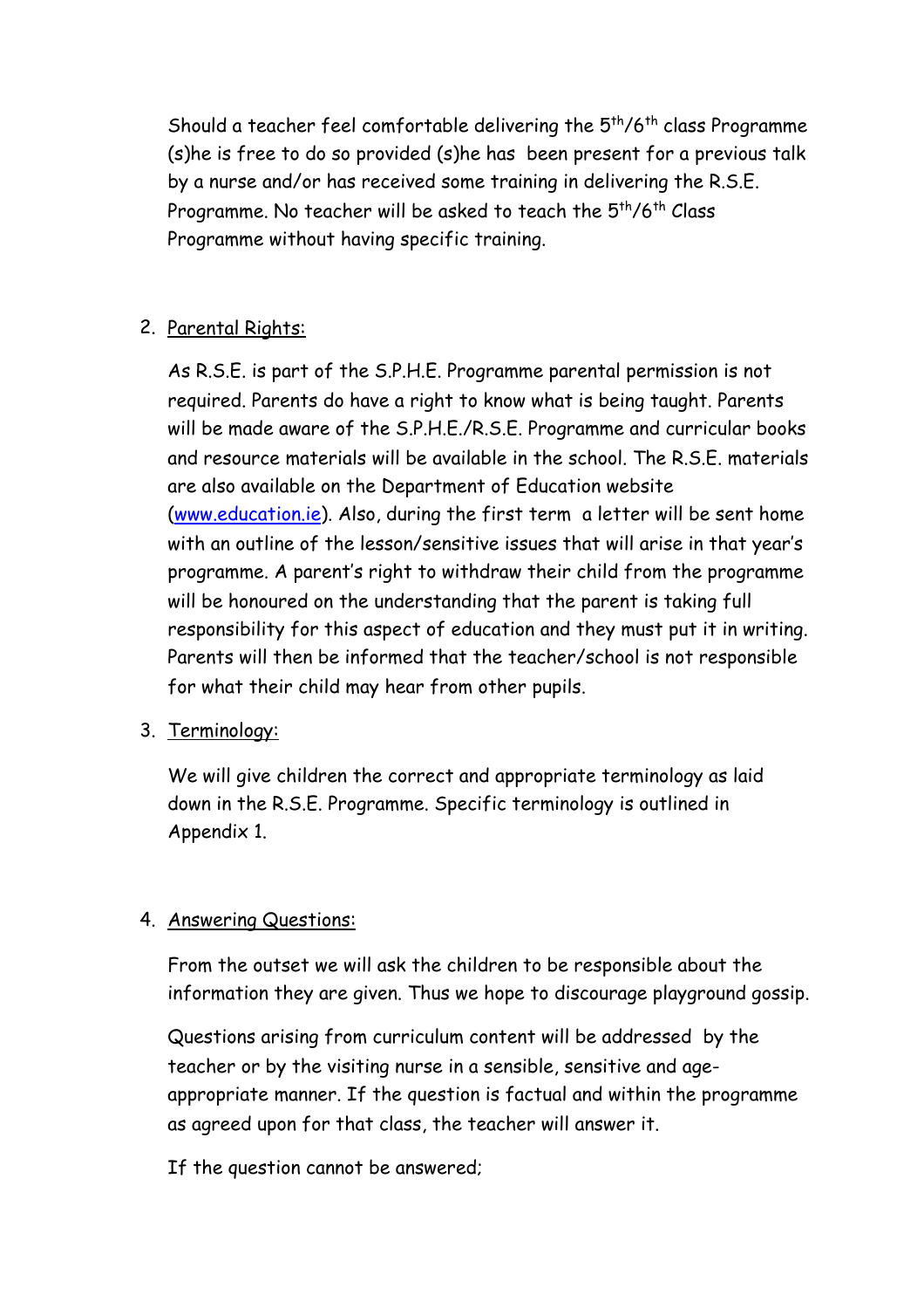Should a teacher feel comfortable delivering the 5th/6th class Programme (s)he is free to do so provided (s)he has been present for a previous talk by a nurse and/or has received some training in delivering the R.S.E. Programme. No teacher will be asked to teach the 5th/6th Class Programme without having specific training.

2. Parental Rights:

   As R.S.E. is part of the S.P.H.E. Programme parental permission is not required. Parents do have a right to know what is being taught. Parents will be made aware of the S.P.H.E./R.S.E. Programme and curricular books and resource materials will be available in the school. The R.S.E. materials are also available on the Department of Education website (www.education.ie). Also, during the first term a letter will be sent home with an outline of the lesson/sensitive issues that will arise in that year's programme. A parent's right to withdraw their child from the programme will be honoured on the understanding that the parent is taking full responsibility for this aspect of education and they must put it in writing. Parents will then be informed that the teacher/school is not responsible for what their child may hear from other pupils.

3. Terminology:

   We will give children the correct and appropriate terminology as laid down in the R.S.E. Programme. Specific terminology is outlined in Appendix 1.

4. Answering Questions:

   From the outset we will ask the children to be responsible about the information they are given. Thus we hope to discourage playground gossip.

   Questions arising from curriculum content will be addressed by the teacher or by the visiting nurse in a sensible, sensitive and age-appropriate manner. If the question is factual and within the programme as agreed upon for that class, the teacher will answer it.

   If the question cannot be answered;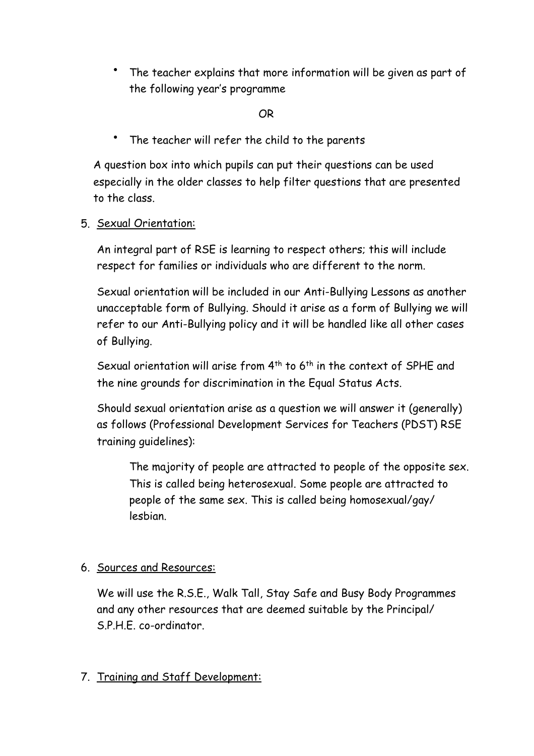- The teacher explains that more information will be given as part of the following year's programme

OR

- The teacher will refer the child to the parents

A question box into which pupils can put their questions can be used especially in the older classes to help filter questions that are presented to the class.

5. Sexual Orientation:

An integral part of RSE is learning to respect others; this will include respect for families or individuals who are different to the norm.

Sexual orientation will be included in our Anti-Bullying Lessons as another unacceptable form of Bullying. Should it arise as a form of Bullying we will refer to our Anti-Bullying policy and it will be handled like all other cases of Bullying.

Sexual orientation will arise from 4th to 6th in the context of SPHE and the nine grounds for discrimination in the Equal Status Acts.

Should sexual orientation arise as a question we will answer it (generally) as follows (Professional Development Services for Teachers (PDST) RSE training guidelines):

> The majority of people are attracted to people of the opposite sex. This is called being heterosexual. Some people are attracted to people of the same sex. This is called being homosexual/gay/lesbian.

6. Sources and Resources:

We will use the R.S.E., Walk Tall, Stay Safe and Busy Body Programmes and any other resources that are deemed suitable by the Principal/S.P.H.E. co-ordinator.

7. Training and Staff Development: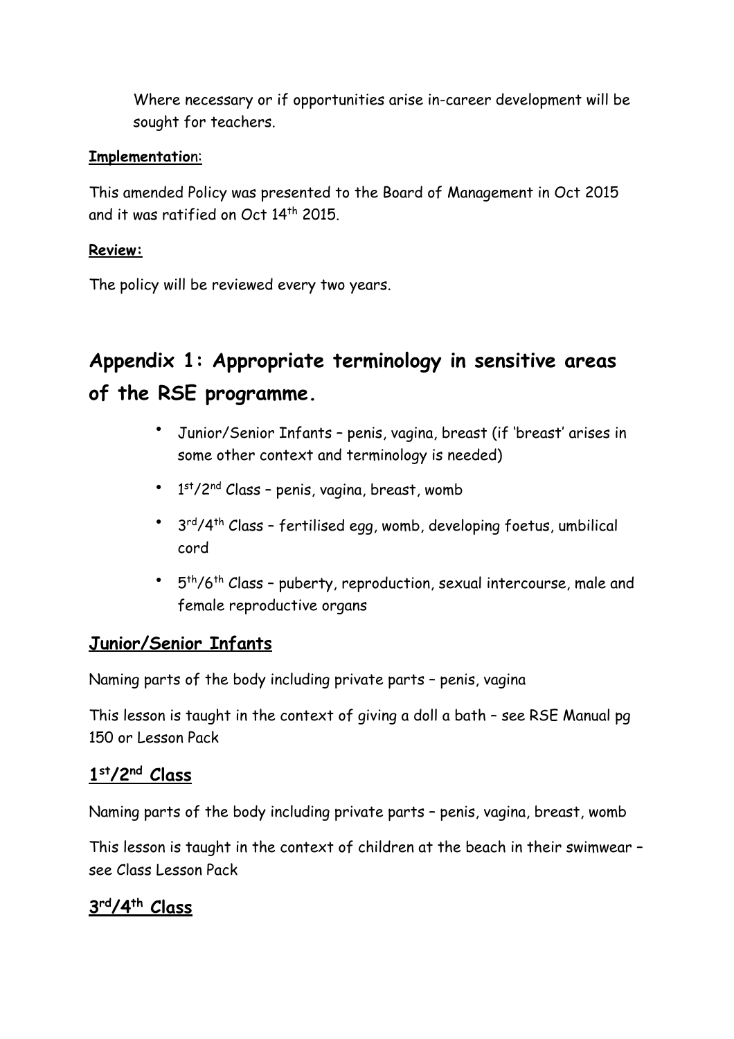Where necessary or if opportunities arise in-career development will be sought for teachers.

**Implementation**:

This amended Policy was presented to the Board of Management in Oct 2015 and it was ratified on Oct 14th 2015.

**Review:**

The policy will be reviewed every two years.

## Appendix 1: Appropriate terminology in sensitive areas of the RSE programme.

- Junior/Senior Infants – penis, vagina, breast (if 'breast' arises in some other context and terminology is needed)
- 1st/2nd Class – penis, vagina, breast, womb
- 3rd/4th Class – fertilised egg, womb, developing foetus, umbilical cord
- 5th/6th Class – puberty, reproduction, sexual intercourse, male and female reproductive organs

### Junior/Senior Infants

Naming parts of the body including private parts – penis, vagina

This lesson is taught in the context of giving a doll a bath – see RSE Manual pg 150 or Lesson Pack

### 1st/2nd Class

Naming parts of the body including private parts – penis, vagina, breast, womb

This lesson is taught in the context of children at the beach in their swimwear – see Class Lesson Pack

### 3rd/4th Class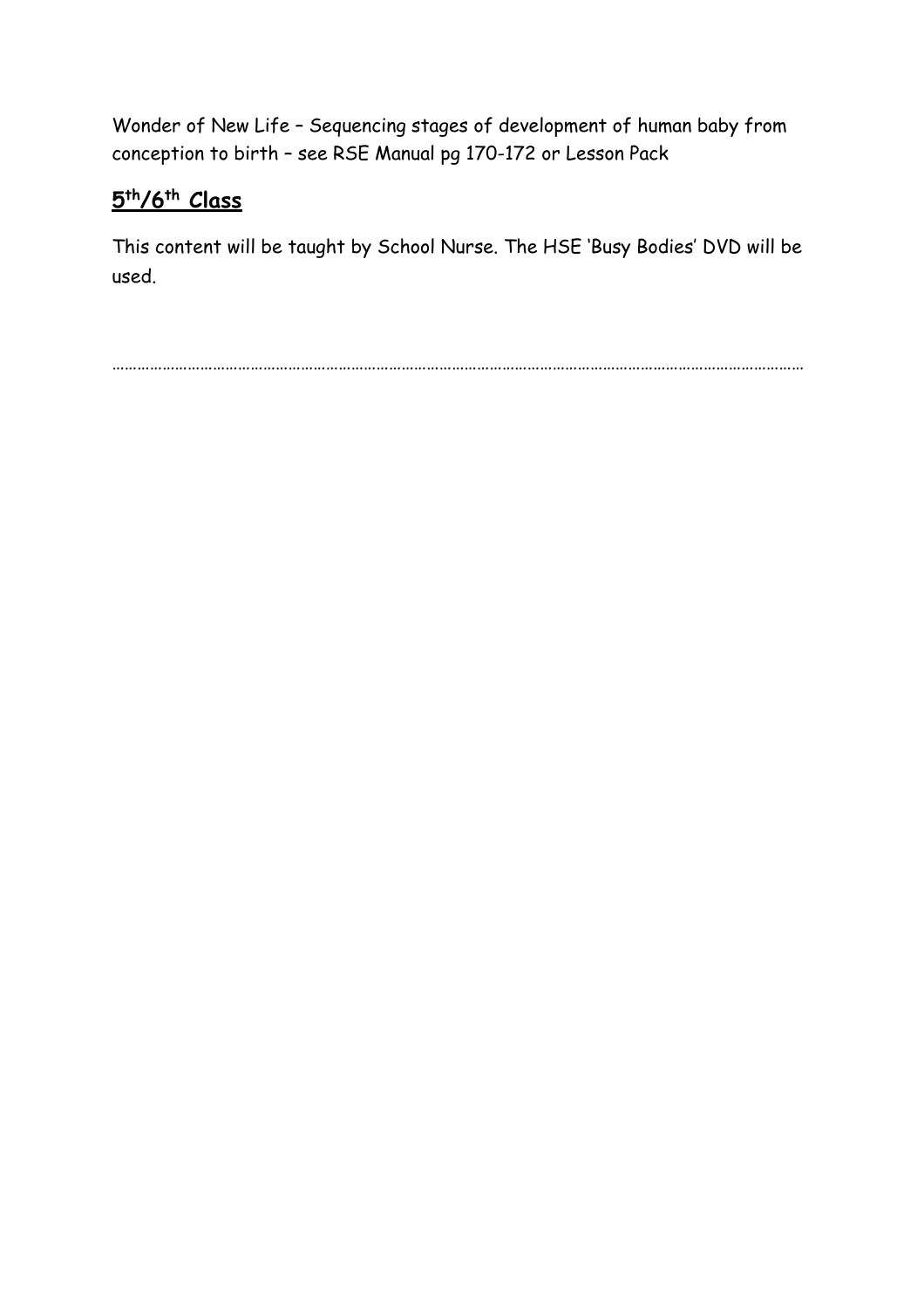Wonder of New Life – Sequencing stages of development of human baby from conception to birth – see RSE Manual pg 170-172 or Lesson Pack

## 5th/6th Class

This content will be taught by School Nurse. The HSE 'Busy Bodies' DVD will be used.

………………………………………………………………………………………………………………………………………